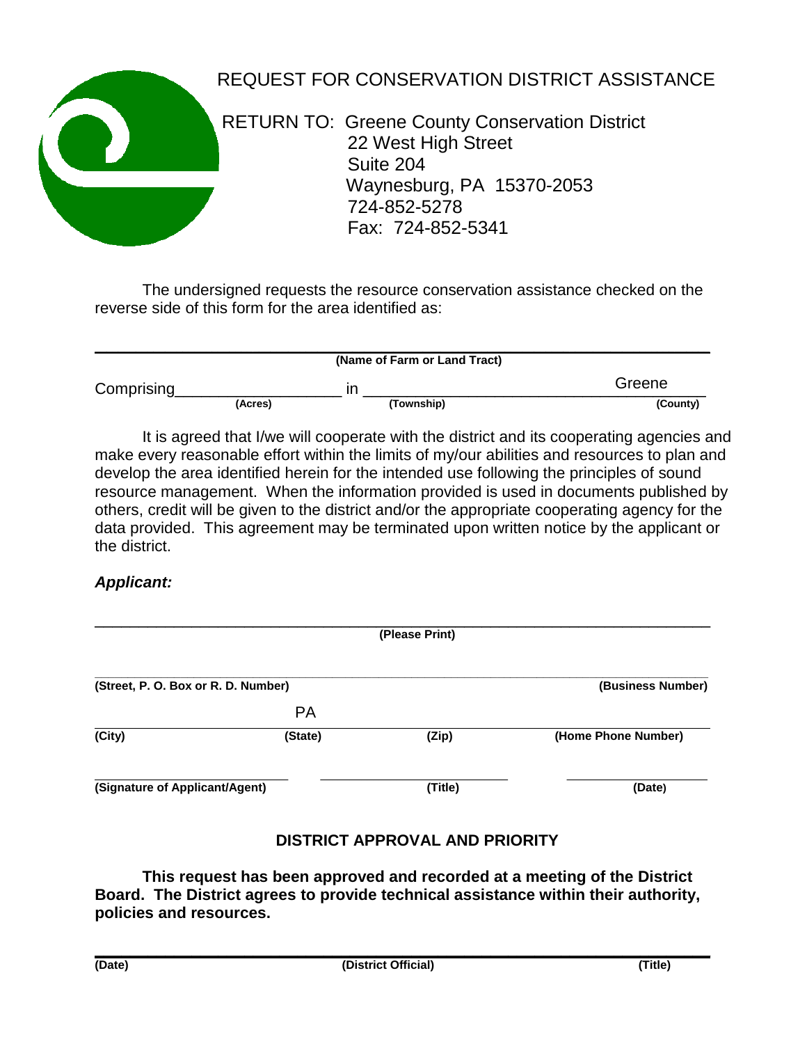# REQUEST FOR CONSERVATION DISTRICT ASSISTANCE

RETURN TO: Greene County Conservation District
22 West High Street
Suite 204
Waynesburg, PA 15370-2053
724-852-5278
Fax: 724-852-5341

The undersigned requests the resource conservation assistance checked on the reverse side of this form for the area identified as:

\_\_\_\_\_\_\_\_\_\_\_\_\_\_\_\_\_\_\_\_\_\_\_\_\_\_\_\_\_\_\_\_\_\_\_\_\_\_\_\_\_\_\_\_\_\_\_\_
**(Name of Farm or Land Tract)**

Comprising\_\_\_\_\_\_\_\_\_\_\_\_\_\_\_\_\_\_ in \_\_\_\_\_\_\_\_\_\_\_\_\_\_\_\_\_\_\_\_\_\_\_\_\_\_\_\_\_\_ Greene
**(Acres)** **(Township)** **(County)**

It is agreed that I/we will cooperate with the district and its cooperating agencies and make every reasonable effort within the limits of my/our abilities and resources to plan and develop the area identified herein for the intended use following the principles of sound resource management. When the information provided is used in documents published by others, credit will be given to the district and/or the appropriate cooperating agency for the data provided. This agreement may be terminated upon written notice by the applicant or the district.

***Applicant:***

\_\_\_\_\_\_\_\_\_\_\_\_\_\_\_\_\_\_\_\_\_\_\_\_\_\_\_\_\_\_\_\_\_\_\_\_\_\_\_\_\_\_\_\_\_\_\_\_
**(Please Print)**

\_\_\_\_\_\_\_\_\_\_\_\_\_\_\_\_\_\_\_\_\_\_\_\_\_\_\_\_\_\_\_\_\_\_\_\_\_\_\_\_\_\_\_\_\_\_\_\_
**(Street, P. O. Box or R. D. Number)** **(Business Number)**

PA
\_\_\_\_\_\_\_\_\_\_\_\_\_\_\_\_\_\_\_\_\_\_\_\_\_\_\_\_\_\_\_\_\_\_\_\_\_\_\_\_\_\_\_\_\_\_\_\_
**(City)** **(State)** **(Zip)** **(Home Phone Number)**

\_\_\_\_\_\_\_\_\_\_\_\_\_\_\_\_\_\_\_\_ \_\_\_\_\_\_\_\_\_\_\_\_\_\_\_\_\_\_ \_\_\_\_\_\_\_\_\_\_\_\_\_\_
**(Signature of Applicant/Agent)** **(Title)** **(Date)**

## DISTRICT APPROVAL AND PRIORITY

**This request has been approved and recorded at a meeting of the District Board. The District agrees to provide technical assistance within their authority, policies and resources.**

\_\_\_\_\_\_\_\_\_\_\_\_\_\_\_\_\_\_\_\_\_\_\_\_\_\_\_\_\_\_\_\_\_\_\_\_\_\_\_\_\_\_\_\_\_\_\_\_
**(Date)** **(District Official)** **(Title)**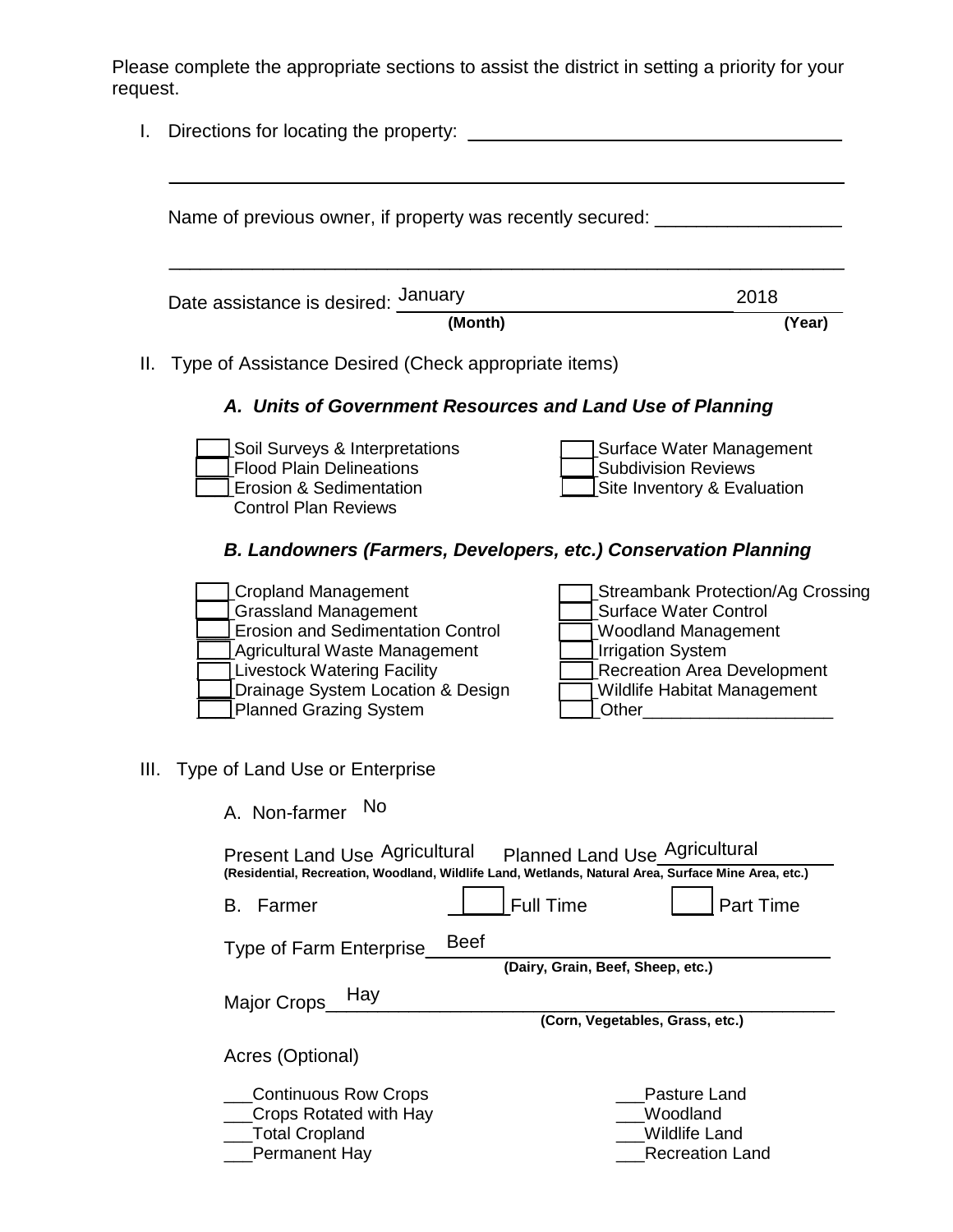Please complete the appropriate sections to assist the district in setting a priority for your request.

I. Directions for locating the property: ____________________________________

_____________________________________________________________________

Name of previous owner, if property was recently secured: __________________

_____________________________________________________________________

Date assistance is desired: January 2018
(Month) (Year)

II. Type of Assistance Desired (Check appropriate items)

***A. Units of Government Resources and Land Use of Planning***

- ___ Soil Surveys & Interpretations
- ___ Flood Plain Delineations
- ___ Erosion & Sedimentation Control Plan Reviews
- ___ Surface Water Management
- ___ Subdivision Reviews
- ___ Site Inventory & Evaluation

***B. Landowners (Farmers, Developers, etc.) Conservation Planning***

- ___ Cropland Management
- ___ Grassland Management
- ___ Erosion and Sedimentation Control
- ___ Agricultural Waste Management
- ___ Livestock Watering Facility
- ___ Drainage System Location & Design
- ___ Planned Grazing System
- ___ Streambank Protection/Ag Crossing
- ___ Surface Water Control
- ___ Woodland Management
- ___ Irrigation System
- ___ Recreation Area Development
- ___ Wildlife Habitat Management
- ___ Other____________________

III. Type of Land Use or Enterprise

A. Non-farmer No

Present Land Use Agricultural Planned Land Use Agricultural
**(Residential, Recreation, Woodland, Wildlife Land, Wetlands, Natural Area, Surface Mine Area, etc.)**

B. Farmer ___ Full Time ___ Part Time

Type of Farm Enterprise Beef
**(Dairy, Grain, Beef, Sheep, etc.)**

Major Crops Hay
**(Corn, Vegetables, Grass, etc.)**

Acres (Optional)

- ___Continuous Row Crops
- ___Crops Rotated with Hay
- ___Total Cropland
- ___Permanent Hay
- ___Pasture Land
- ___Woodland
- ___Wildlife Land
- ___Recreation Land